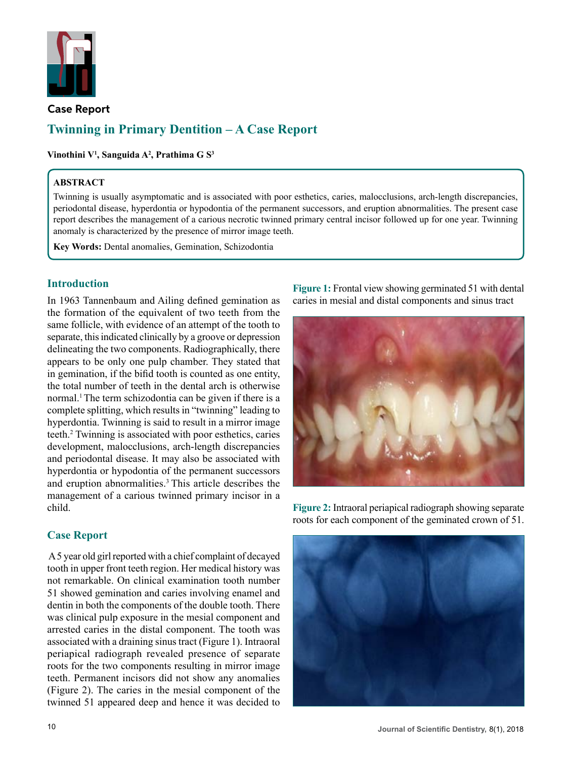## Case Report

# Twinning in Primary Dentition – A Case Report

**Vinothini V[1], Sanguida A[2], Prathima G S[3]**

**ABSTRACT**

Twinning is usually asymptomatic and is associated with poor esthetics, caries, malocclusions, arch-length discrepancies, periodontal disease, hyperdontia or hypodontia of the permanent successors, and eruption abnormalities. The present case report describes the management of a carious necrotic twinned primary central incisor followed up for one year. Twinning anomaly is characterized by the presence of mirror image teeth.

**Key Words:** Dental anomalies, Gemination, Schizodontia

## Introduction

In 1963 Tannenbaum and Ailing defined gemination as the formation of the equivalent of two teeth from the same follicle, with evidence of an attempt of the tooth to separate, this indicated clinically by a groove or depression delineating the two components. Radiographically, there appears to be only one pulp chamber. They stated that in gemination, if the bifid tooth is counted as one entity, the total number of teeth in the dental arch is otherwise normal.[1] The term schizodontia can be given if there is a complete splitting, which results in "twinning" leading to hyperdontia. Twinning is said to result in a mirror image teeth.[2] Twinning is associated with poor esthetics, caries development, malocclusions, arch-length discrepancies and periodontal disease. It may also be associated with hyperdontia or hypodontia of the permanent successors and eruption abnormalities.[3] This article describes the management of a carious twinned primary incisor in a child.

## Case Report

A 5 year old girl reported with a chief complaint of decayed tooth in upper front teeth region. Her medical history was not remarkable. On clinical examination tooth number 51 showed gemination and caries involving enamel and dentin in both the components of the double tooth. There was clinical pulp exposure in the mesial component and arrested caries in the distal component. The tooth was associated with a draining sinus tract (Figure 1). Intraoral periapical radiograph revealed presence of separate roots for the two components resulting in mirror image teeth. Permanent incisors did not show any anomalies (Figure 2). The caries in the mesial component of the twinned 51 appeared deep and hence it was decided to

**Figure 1:** Frontal view showing germinated 51 with dental caries in mesial and distal components and sinus tract

**Figure 2:** Intraoral periapical radiograph showing separate roots for each component of the geminated crown of 51.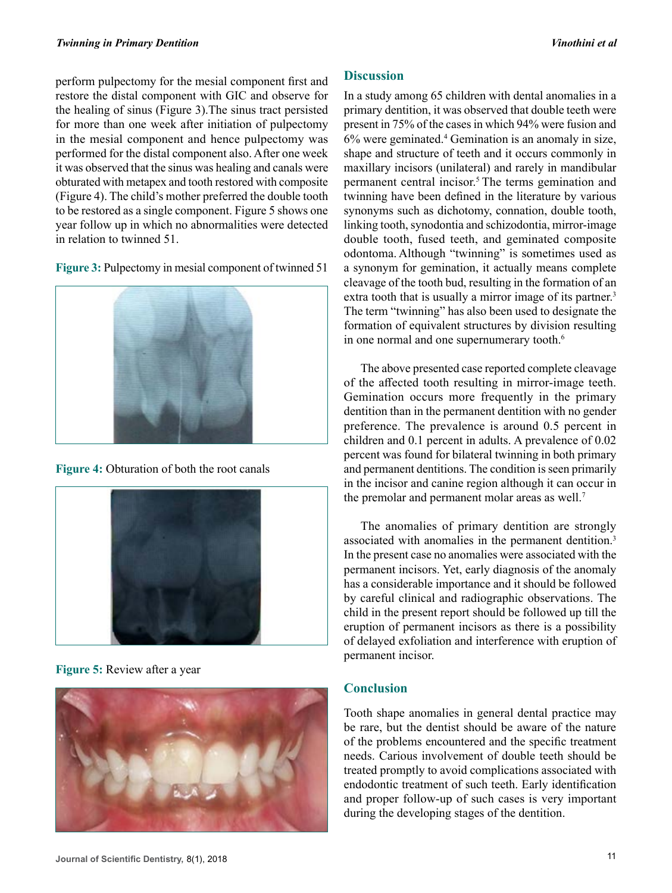perform pulpectomy for the mesial component first and restore the distal component with GIC and observe for the healing of sinus (Figure 3).The sinus tract persisted for more than one week after initiation of pulpectomy in the mesial component and hence pulpectomy was performed for the distal component also. After one week it was observed that the sinus was healing and canals were obturated with metapex and tooth restored with composite (Figure 4). The child's mother preferred the double tooth to be restored as a single component. Figure 5 shows one year follow up in which no abnormalities were detected in relation to twinned 51.

**Figure 3:** Pulpectomy in mesial component of twinned 51

**Figure 4:** Obturation of both the root canals

**Figure 5:** Review after a year

## Discussion

In a study among 65 children with dental anomalies in a primary dentition, it was observed that double teeth were present in 75% of the cases in which 94% were fusion and 6% were geminated.[4] Gemination is an anomaly in size, shape and structure of teeth and it occurs commonly in maxillary incisors (unilateral) and rarely in mandibular permanent central incisor.[5] The terms gemination and twinning have been defined in the literature by various synonyms such as dichotomy, connation, double tooth, linking tooth, synodontia and schizodontia, mirror-image double tooth, fused teeth, and geminated composite odontoma. Although "twinning" is sometimes used as a synonym for gemination, it actually means complete cleavage of the tooth bud, resulting in the formation of an extra tooth that is usually a mirror image of its partner.[3] The term "twinning" has also been used to designate the formation of equivalent structures by division resulting in one normal and one supernumerary tooth.[6]

The above presented case reported complete cleavage of the affected tooth resulting in mirror-image teeth. Gemination occurs more frequently in the primary dentition than in the permanent dentition with no gender preference. The prevalence is around 0.5 percent in children and 0.1 percent in adults. A prevalence of 0.02 percent was found for bilateral twinning in both primary and permanent dentitions. The condition is seen primarily in the incisor and canine region although it can occur in the premolar and permanent molar areas as well.[7]

The anomalies of primary dentition are strongly associated with anomalies in the permanent dentition.[3] In the present case no anomalies were associated with the permanent incisors. Yet, early diagnosis of the anomaly has a considerable importance and it should be followed by careful clinical and radiographic observations. The child in the present report should be followed up till the eruption of permanent incisors as there is a possibility of delayed exfoliation and interference with eruption of permanent incisor.

## Conclusion

Tooth shape anomalies in general dental practice may be rare, but the dentist should be aware of the nature of the problems encountered and the specific treatment needs. Carious involvement of double teeth should be treated promptly to avoid complications associated with endodontic treatment of such teeth. Early identification and proper follow-up of such cases is very important during the developing stages of the dentition.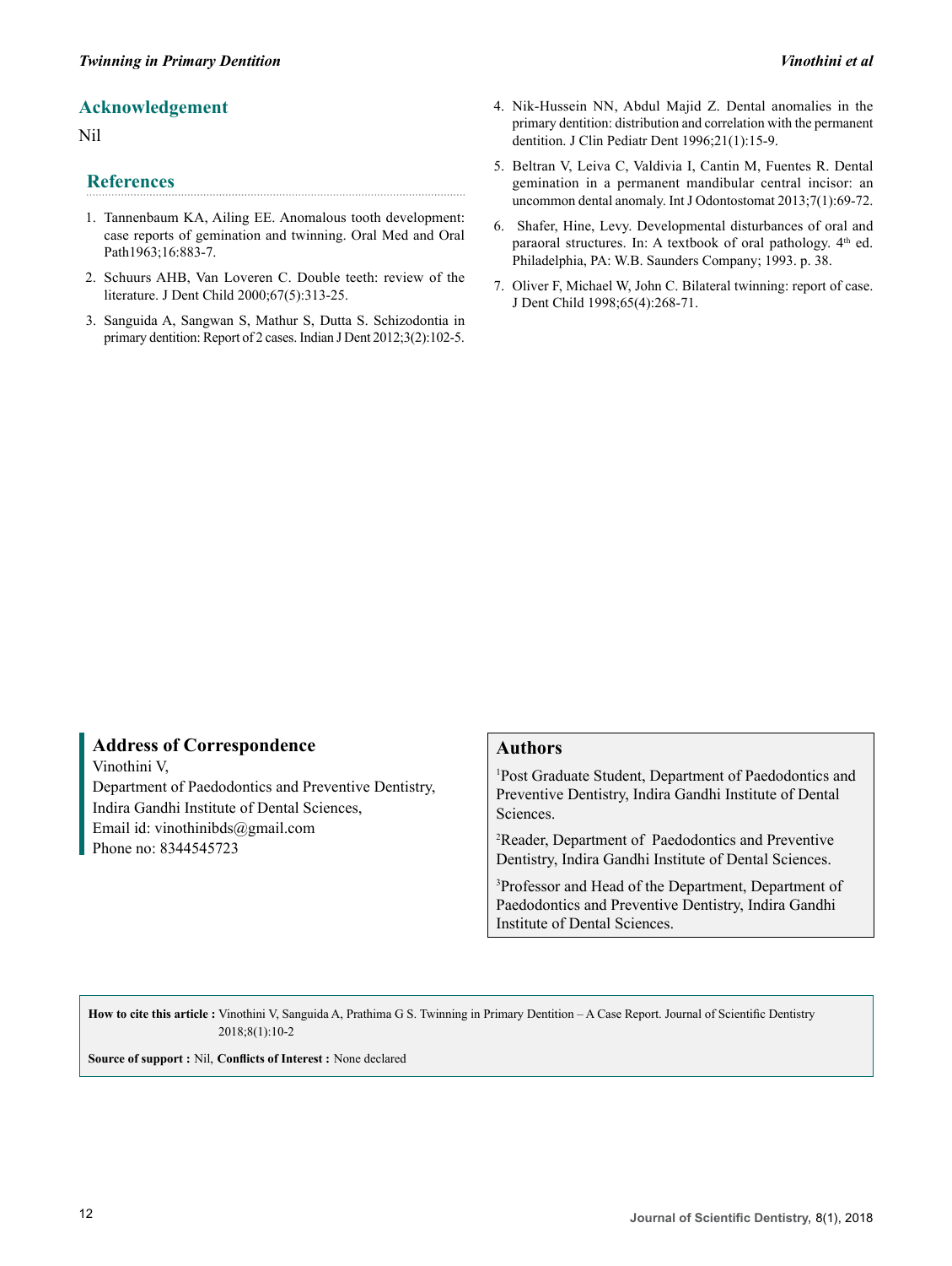## Acknowledgement

Nil

## References

1. Tannenbaum KA, Ailing EE. Anomalous tooth development: case reports of gemination and twinning. Oral Med and Oral Path1963;16:883-7.
2. Schuurs AHB, Van Loveren C. Double teeth: review of the literature. J Dent Child 2000;67(5):313-25.
3. Sanguida A, Sangwan S, Mathur S, Dutta S. Schizodontia in primary dentition: Report of 2 cases. Indian J Dent 2012;3(2):102-5.
4. Nik-Hussein NN, Abdul Majid Z. Dental anomalies in the primary dentition: distribution and correlation with the permanent dentition. J Clin Pediatr Dent 1996;21(1):15-9.
5. Beltran V, Leiva C, Valdivia I, Cantin M, Fuentes R. Dental gemination in a permanent mandibular central incisor: an uncommon dental anomaly. Int J Odontostomat 2013;7(1):69-72.
6. Shafer, Hine, Levy. Developmental disturbances of oral and paraoral structures. In: A textbook of oral pathology. 4th ed. Philadelphia, PA: W.B. Saunders Company; 1993. p. 38.
7. Oliver F, Michael W, John C. Bilateral twinning: report of case. J Dent Child 1998;65(4):268-71.

### Address of Correspondence

Vinothini V,
Department of Paedodontics and Preventive Dentistry,
Indira Gandhi Institute of Dental Sciences,
Email id: vinothinibds@gmail.com
Phone no: 8344545723

### Authors

[1]Post Graduate Student, Department of Paedodontics and Preventive Dentistry, Indira Gandhi Institute of Dental Sciences.

[2]Reader, Department of Paedodontics and Preventive Dentistry, Indira Gandhi Institute of Dental Sciences.

[3]Professor and Head of the Department, Department of Paedodontics and Preventive Dentistry, Indira Gandhi Institute of Dental Sciences.

**How to cite this article :** Vinothini V, Sanguida A, Prathima G S. Twinning in Primary Dentition – A Case Report. Journal of Scientific Dentistry 2018;8(1):10-2

**Source of support :** Nil, **Conflicts of Interest :** None declared